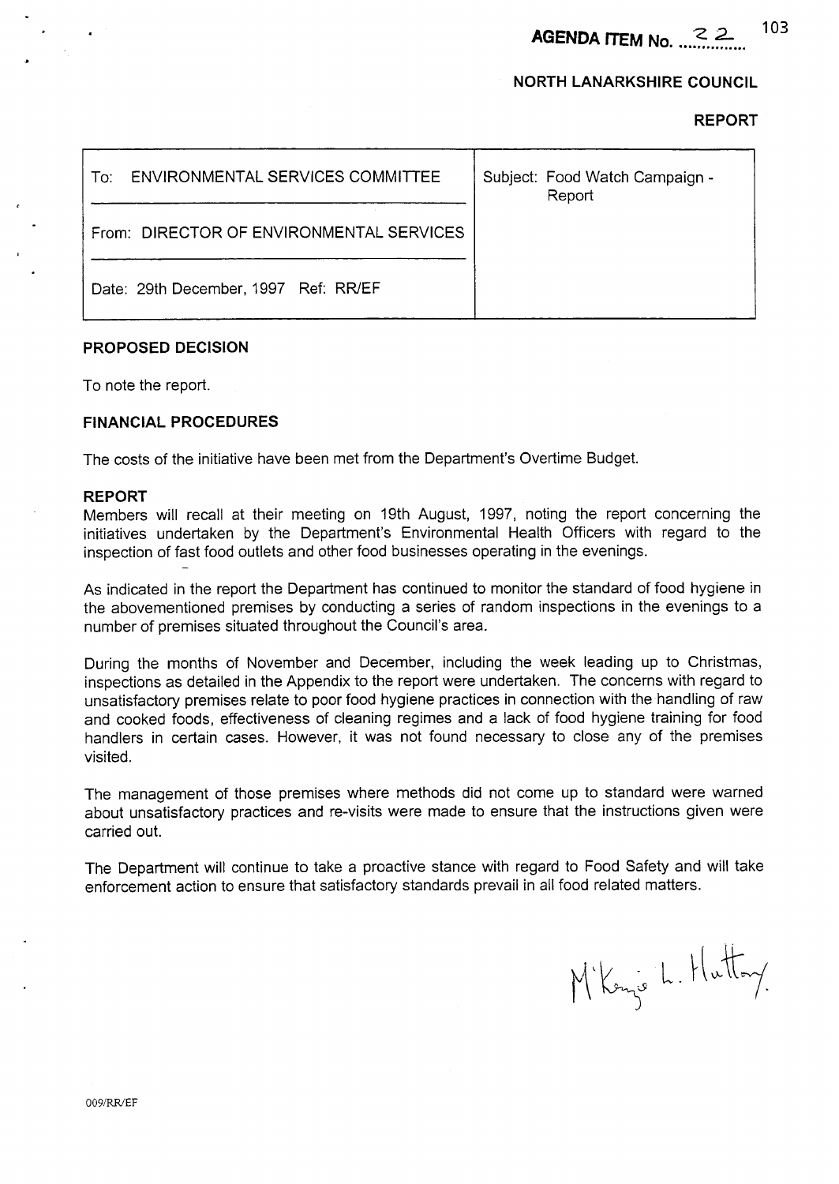**AGENDA ITEM No. 22**

**NORTH LANARKSHIRE COUNCIL**

**REPORT**

| To: ENVIRONMENTAL SERVICES COMMITTEE | Subject: Food Watch Campaign - Report |
|---|---|
| From: DIRECTOR OF ENVIRONMENTAL SERVICES | |
| Date: 29th December, 1997 Ref: RR/EF | |

### PROPOSED DECISION

To note the report.

### FINANCIAL PROCEDURES

The costs of the initiative have been met from the Department's Overtime Budget.

### REPORT

Members will recall at their meeting on 19th August, 1997, noting the report concerning the initiatives undertaken by the Department's Environmental Health Officers with regard to the inspection of fast food outlets and other food businesses operating in the evenings.

As indicated in the report the Department has continued to monitor the standard of food hygiene in the abovementioned premises by conducting a series of random inspections in the evenings to a number of premises situated throughout the Council's area.

During the months of November and December, including the week leading up to Christmas, inspections as detailed in the Appendix to the report were undertaken. The concerns with regard to unsatisfactory premises relate to poor food hygiene practices in connection with the handling of raw and cooked foods, effectiveness of cleaning regimes and a lack of food hygiene training for food handlers in certain cases. However, it was not found necessary to close any of the premises visited.

The management of those premises where methods did not come up to standard were warned about unsatisfactory practices and re-visits were made to ensure that the instructions given were carried out.

The Department will continue to take a proactive stance with regard to Food Safety and will take enforcement action to ensure that satisfactory standards prevail in all food related matters.

M'Kenzie L. Hutton

009/RR/EF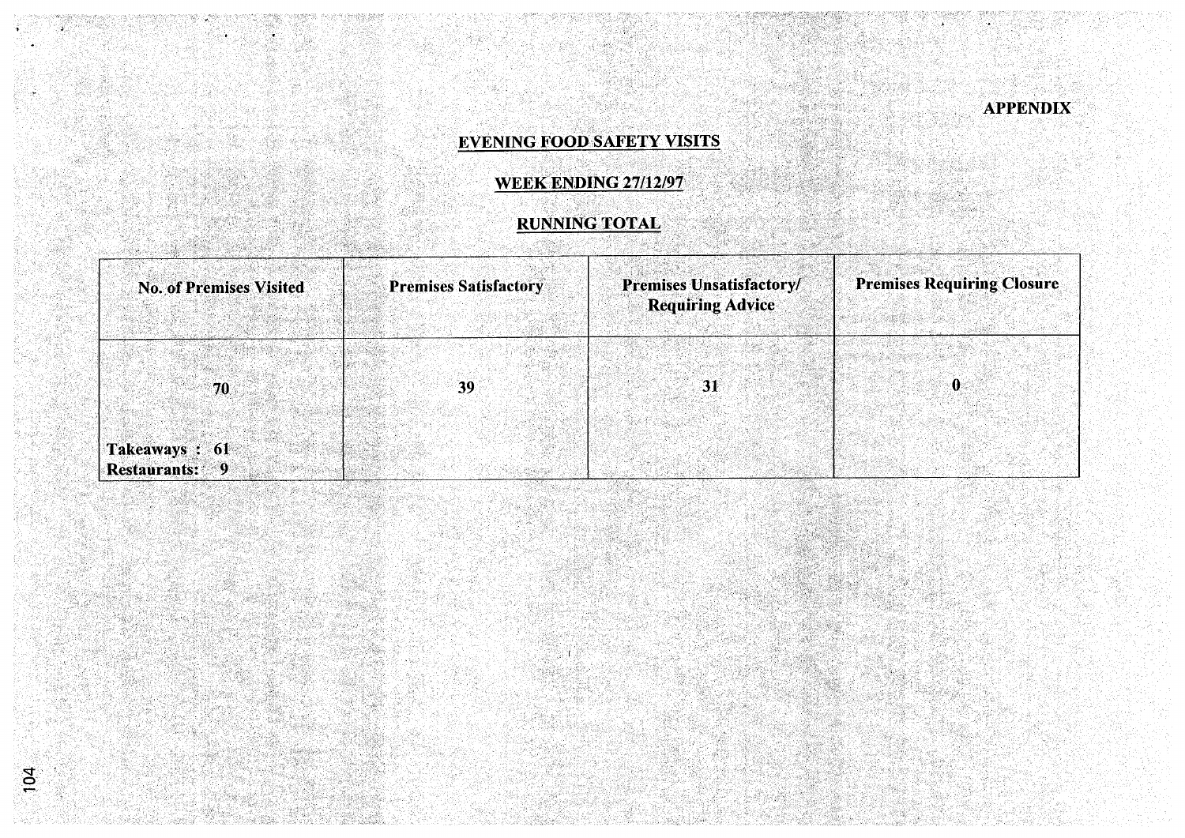APPENDIX

# EVENING FOOD SAFETY VISITS

## WEEK ENDING 27/12/97

## RUNNING TOTAL

| No. of Premises Visited | Premises Satisfactory | Premises Unsatisfactory/ Requiring Advice | Premises Requiring Closure |
|---|---|---|---|
| 70<br><br>Takeaways : 61<br>Restaurants: 9 | 39 | 31 | 0 |